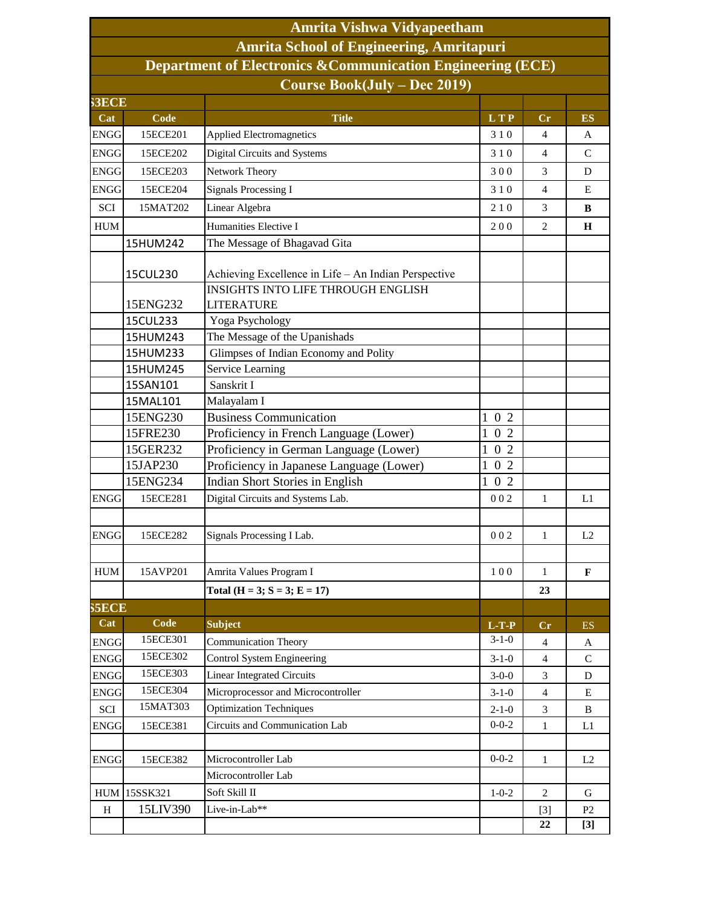# Amrita Vishwa Vidyapeetham

## Amrita School of Engineering, Amritapuri

## Department of Electronics &Communication Engineering (ECE)

## Course Book(July – Dec 2019)

| S3ECE | | | | | |
|---|---|---|---|---|---|
| **Cat** | **Code** | **Title** | **L T P** | **Cr** | **ES** |
| ENGG | 15ECE201 | Applied Electromagnetics | 3 1 0 | 4 | A |
| ENGG | 15ECE202 | Digital Circuits and Systems | 3 1 0 | 4 | C |
| ENGG | 15ECE203 | Network Theory | 3 0 0 | 3 | D |
| ENGG | 15ECE204 | Signals Processing I | 3 1 0 | 4 | E |
| SCI | 15MAT202 | Linear Algebra | 2 1 0 | 3 | **B** |
| HUM | | Humanities Elective I | 2 0 0 | 2 | **H** |
| | 15HUM242 | The Message of Bhagavad Gita | | | |
| | 15CUL230 | Achieving Excellence in Life – An Indian Perspective | | | |
| | 15ENG232 | INSIGHTS INTO LIFE THROUGH ENGLISH LITERATURE | | | |
| | 15CUL233 | Yoga Psychology | | | |
| | 15HUM243 | The Message of the Upanishads | | | |
| | 15HUM233 | Glimpses of Indian Economy and Polity | | | |
| | 15HUM245 | Service Learning | | | |
| | 15SAN101 | Sanskrit I | | | |
| | 15MAL101 | Malayalam I | | | |
| | 15ENG230 | Business Communication | 1 0 2 | | |
| | 15FRE230 | Proficiency in French Language (Lower) | 1 0 2 | | |
| | 15GER232 | Proficiency in German Language (Lower) | 1 0 2 | | |
| | 15JAP230 | Proficiency in Japanese Language (Lower) | 1 0 2 | | |
| | 15ENG234 | Indian Short Stories in English | 1 0 2 | | |
| ENGG | 15ECE281 | Digital Circuits and Systems Lab. | 0 0 2 | 1 | L1 |
| | | | | | |
| ENGG | 15ECE282 | Signals Processing I Lab. | 0 0 2 | 1 | L2 |
| | | | | | |
| HUM | 15AVP201 | Amrita Values Program I | 1 0 0 | 1 | **F** |
| | | **Total (H = 3; S = 3; E = 17)** | | **23** | |

| S5ECE | | | | | |
|---|---|---|---|---|---|
| **Cat** | **Code** | **Subject** | **L-T-P** | **Cr** | **ES** |
| ENGG | 15ECE301 | Communication Theory | 3-1-0 | 4 | A |
| ENGG | 15ECE302 | Control System Engineering | 3-1-0 | 4 | C |
| ENGG | 15ECE303 | Linear Integrated Circuits | 3-0-0 | 3 | D |
| ENGG | 15ECE304 | Microprocessor and Microcontroller | 3-1-0 | 4 | E |
| SCI | 15MAT303 | Optimization Techniques | 2-1-0 | 3 | B |
| ENGG | 15ECE381 | Circuits and Communication Lab | 0-0-2 | 1 | L1 |
| | | | | | |
| ENGG | 15ECE382 | Microcontroller Lab | 0-0-2 | 1 | L2 |
| | | Microcontroller Lab | | | |
| HUM | 15SSK321 | Soft Skill II | 1-0-2 | 2 | G |
| H | 15LIV390 | Live-in-Lab** | | [3] | P2 |
| | | | | **22** | **[3]** |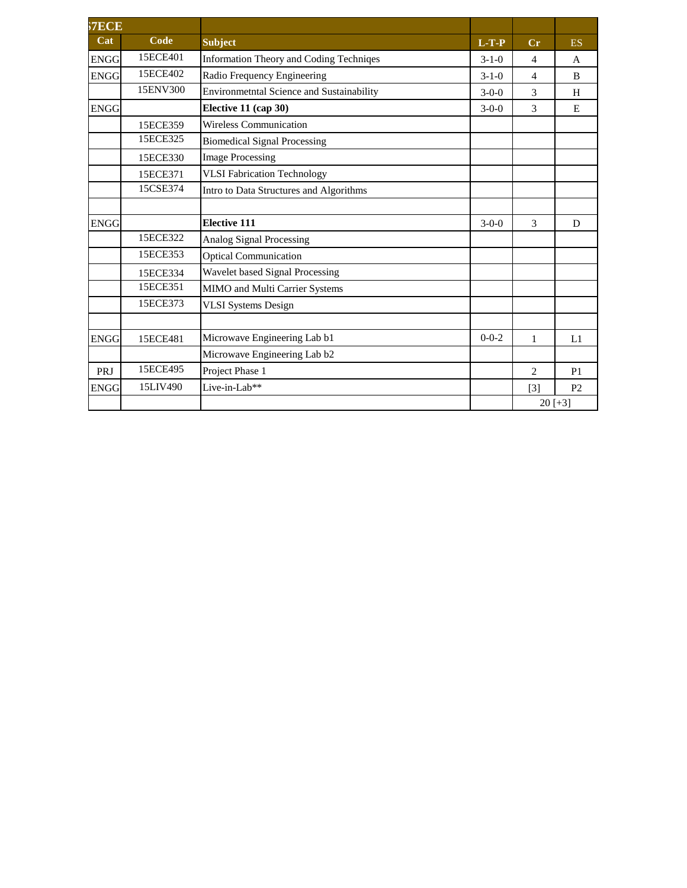| S7ECE | | | | | |
|---|---|---|---|---|---|
| **Cat** | **Code** | **Subject** | **L-T-P** | **Cr** | **ES** |
| ENGG | 15ECE401 | Information Theory and Coding Techniqes | 3-1-0 | 4 | A |
| ENGG | 15ECE402 | Radio Frequency Engineering | 3-1-0 | 4 | B |
| | 15ENV300 | Environmetntal Science and Sustainability | 3-0-0 | 3 | H |
| ENGG | | **Elective 11 (cap 30)** | 3-0-0 | 3 | E |
| | 15ECE359 | Wireless Communication | | | |
| | 15ECE325 | Biomedical Signal Processing | | | |
| | 15ECE330 | Image Processing | | | |
| | 15ECE371 | VLSI Fabrication Technology | | | |
| | 15CSE374 | Intro to Data Structures and Algorithms | | | |
| | | | | | |
| ENGG | | **Elective 111** | 3-0-0 | 3 | D |
| | 15ECE322 | Analog Signal Processing | | | |
| | 15ECE353 | Optical Communication | | | |
| | 15ECE334 | Wavelet based Signal Processing | | | |
| | 15ECE351 | MIMO and Multi Carrier Systems | | | |
| | 15ECE373 | VLSI Systems Design | | | |
| | | | | | |
| ENGG | 15ECE481 | Microwave Engineering Lab b1 | 0-0-2 | 1 | L1 |
| | | Microwave Engineering Lab b2 | | | |
| PRJ | 15ECE495 | Project Phase 1 | | 2 | P1 |
| ENGG | 15LIV490 | Live-in-Lab** | | [3] | P2 |
| | | | | 20 [+3] | |